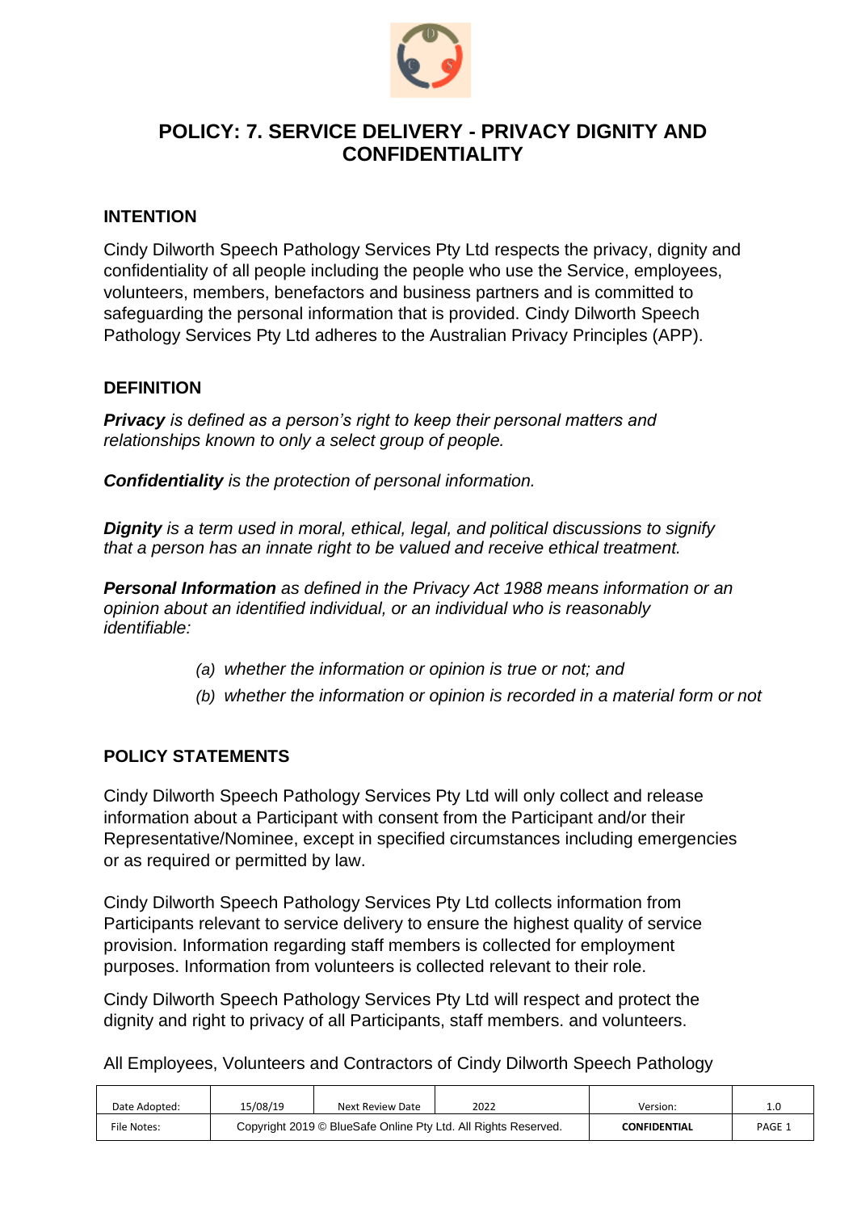# POLICY: 7. SERVICE DELIVERY - PRIVACY DIGNITY AND CONFIDENTIALITY

## INTENTION

Cindy Dilworth Speech Pathology Services Pty Ltd respects the privacy, dignity and confidentiality of all people including the people who use the Service, employees, volunteers, members, benefactors and business partners and is committed to safeguarding the personal information that is provided. Cindy Dilworth Speech Pathology Services Pty Ltd adheres to the Australian Privacy Principles (APP).

## DEFINITION

***Privacy*** *is defined as a person's right to keep their personal matters and relationships known to only a select group of people.*

***Confidentiality*** *is the protection of personal information.*

***Dignity*** *is a term used in moral, ethical, legal, and political discussions to signify that a person has an innate right to be valued and receive ethical treatment.*

***Personal Information*** *as defined in the Privacy Act 1988 means information or an opinion about an identified individual, or an individual who is reasonably identifiable:*

*(a) whether the information or opinion is true or not; and*

*(b) whether the information or opinion is recorded in a material form or not*

## POLICY STATEMENTS

Cindy Dilworth Speech Pathology Services Pty Ltd will only collect and release information about a Participant with consent from the Participant and/or their Representative/Nominee, except in specified circumstances including emergencies or as required or permitted by law.

Cindy Dilworth Speech Pathology Services Pty Ltd collects information from Participants relevant to service delivery to ensure the highest quality of service provision. Information regarding staff members is collected for employment purposes. Information from volunteers is collected relevant to their role.

Cindy Dilworth Speech Pathology Services Pty Ltd will respect and protect the dignity and right to privacy of all Participants, staff members. and volunteers.

All Employees, Volunteers and Contractors of Cindy Dilworth Speech Pathology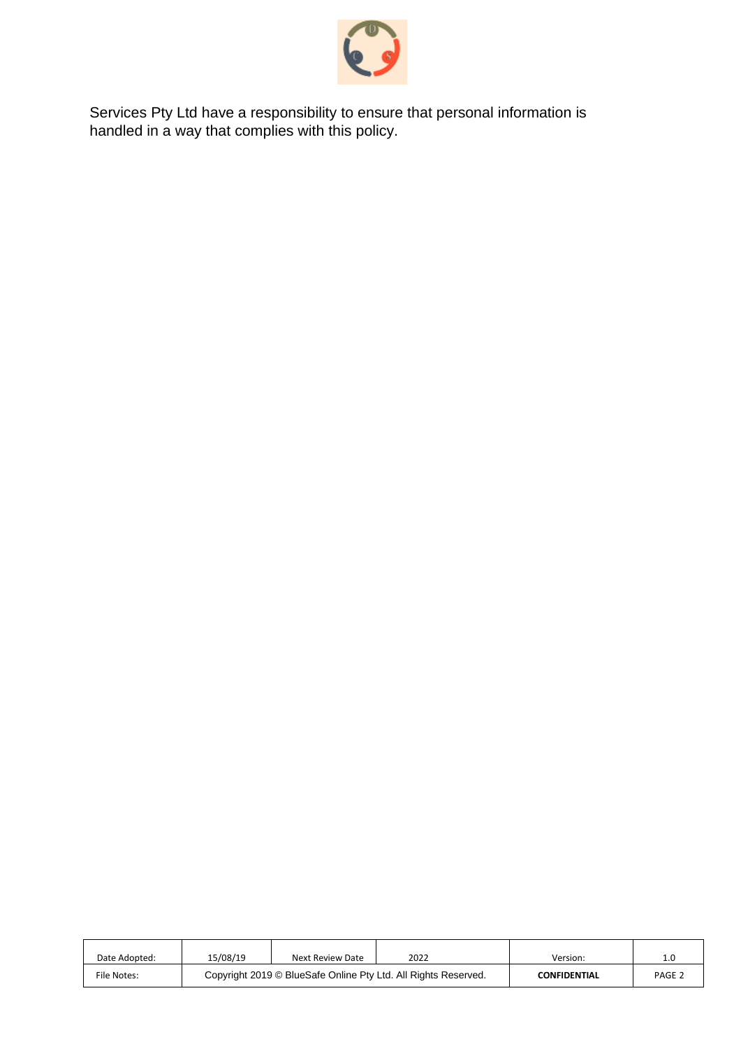Services Pty Ltd have a responsibility to ensure that personal information is handled in a way that complies with this policy.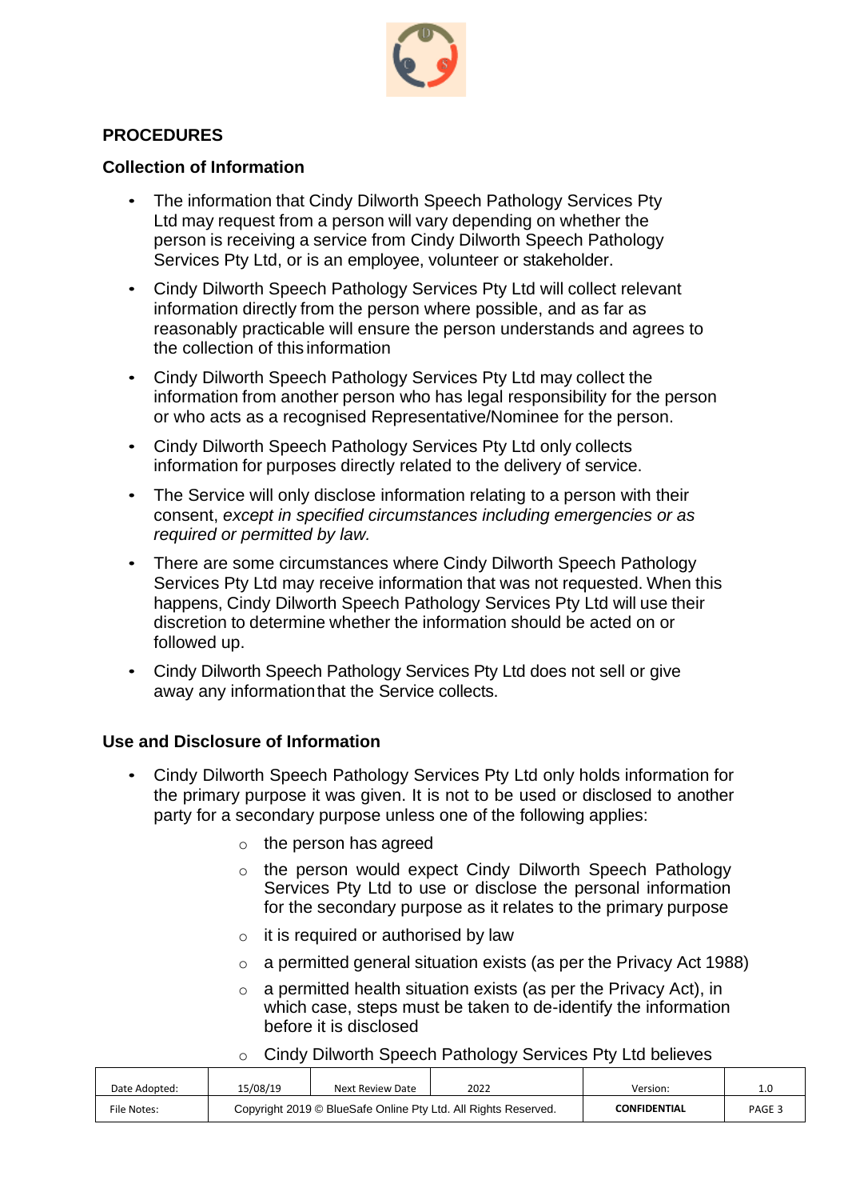## PROCEDURES

### Collection of Information

- The information that Cindy Dilworth Speech Pathology Services Pty Ltd may request from a person will vary depending on whether the person is receiving a service from Cindy Dilworth Speech Pathology Services Pty Ltd, or is an employee, volunteer or stakeholder.
- Cindy Dilworth Speech Pathology Services Pty Ltd will collect relevant information directly from the person where possible, and as far as reasonably practicable will ensure the person understands and agrees to the collection of this information
- Cindy Dilworth Speech Pathology Services Pty Ltd may collect the information from another person who has legal responsibility for the person or who acts as a recognised Representative/Nominee for the person.
- Cindy Dilworth Speech Pathology Services Pty Ltd only collects information for purposes directly related to the delivery of service.
- The Service will only disclose information relating to a person with their consent, *except in specified circumstances including emergencies or as required or permitted by law.*
- There are some circumstances where Cindy Dilworth Speech Pathology Services Pty Ltd may receive information that was not requested. When this happens, Cindy Dilworth Speech Pathology Services Pty Ltd will use their discretion to determine whether the information should be acted on or followed up.
- Cindy Dilworth Speech Pathology Services Pty Ltd does not sell or give away any information that the Service collects.

### Use and Disclosure of Information

- Cindy Dilworth Speech Pathology Services Pty Ltd only holds information for the primary purpose it was given. It is not to be used or disclosed to another party for a secondary purpose unless one of the following applies:
  - the person has agreed
  - the person would expect Cindy Dilworth Speech Pathology Services Pty Ltd to use or disclose the personal information for the secondary purpose as it relates to the primary purpose
  - it is required or authorised by law
  - a permitted general situation exists (as per the Privacy Act 1988)
  - a permitted health situation exists (as per the Privacy Act), in which case, steps must be taken to de-identify the information before it is disclosed
  - Cindy Dilworth Speech Pathology Services Pty Ltd believes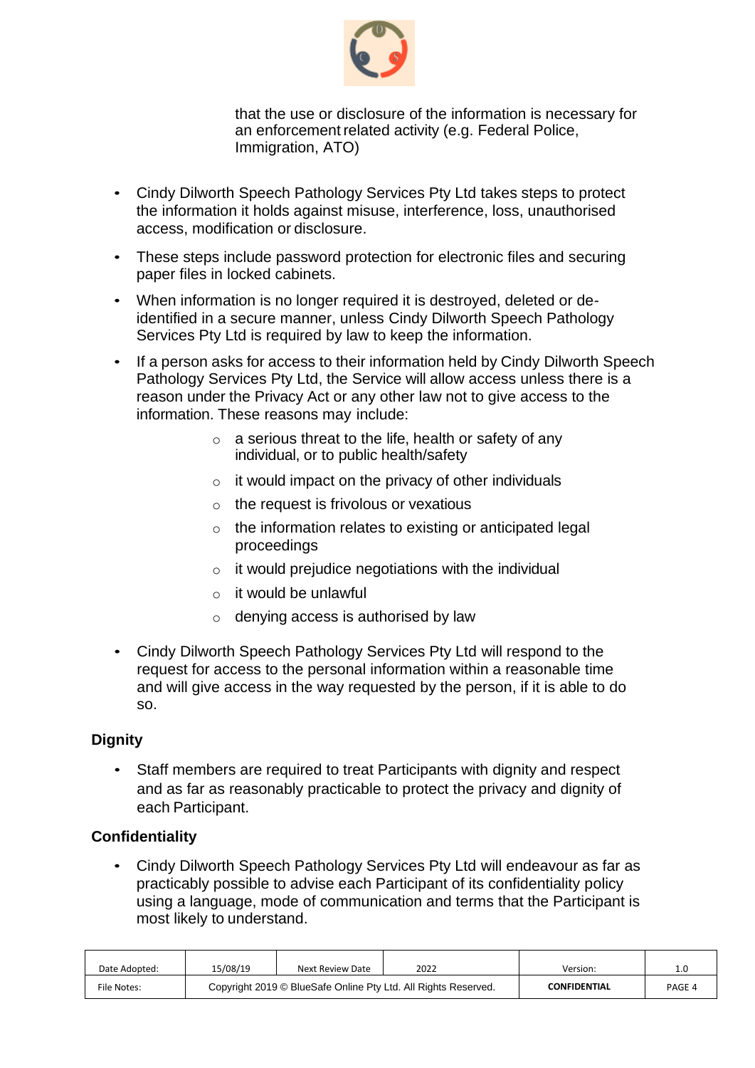that the use or disclosure of the information is necessary for an enforcement related activity (e.g. Federal Police, Immigration, ATO)

- Cindy Dilworth Speech Pathology Services Pty Ltd takes steps to protect the information it holds against misuse, interference, loss, unauthorised access, modification or disclosure.
- These steps include password protection for electronic files and securing paper files in locked cabinets.
- When information is no longer required it is destroyed, deleted or de-identified in a secure manner, unless Cindy Dilworth Speech Pathology Services Pty Ltd is required by law to keep the information.
- If a person asks for access to their information held by Cindy Dilworth Speech Pathology Services Pty Ltd, the Service will allow access unless there is a reason under the Privacy Act or any other law not to give access to the information. These reasons may include:
    - a serious threat to the life, health or safety of any individual, or to public health/safety
    - it would impact on the privacy of other individuals
    - the request is frivolous or vexatious
    - the information relates to existing or anticipated legal proceedings
    - it would prejudice negotiations with the individual
    - it would be unlawful
    - denying access is authorised by law
- Cindy Dilworth Speech Pathology Services Pty Ltd will respond to the request for access to the personal information within a reasonable time and will give access in the way requested by the person, if it is able to do so.

**Dignity**

- Staff members are required to treat Participants with dignity and respect and as far as reasonably practicable to protect the privacy and dignity of each Participant.

**Confidentiality**

- Cindy Dilworth Speech Pathology Services Pty Ltd will endeavour as far as practicably possible to advise each Participant of its confidentiality policy using a language, mode of communication and terms that the Participant is most likely to understand.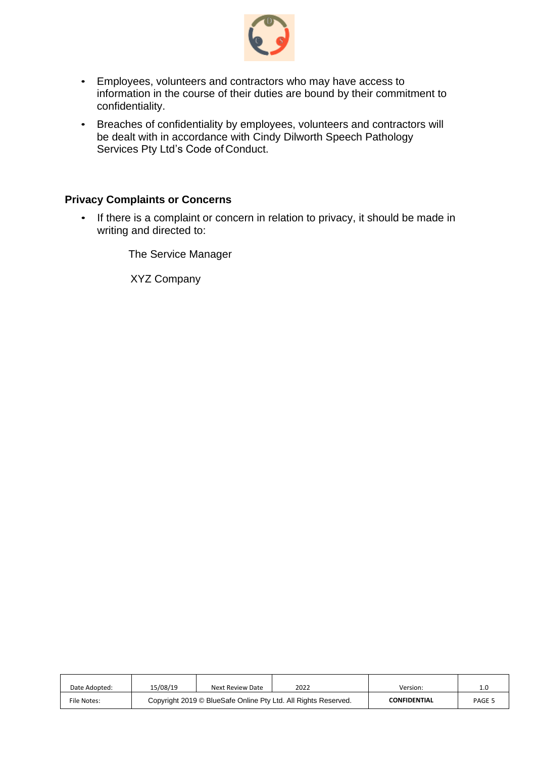- Employees, volunteers and contractors who may have access to information in the course of their duties are bound by their commitment to confidentiality.
- Breaches of confidentiality by employees, volunteers and contractors will be dealt with in accordance with Cindy Dilworth Speech Pathology Services Pty Ltd's Code of Conduct.

**Privacy Complaints or Concerns**

- If there is a complaint or concern in relation to privacy, it should be made in writing and directed to:

  The Service Manager

  XYZ Company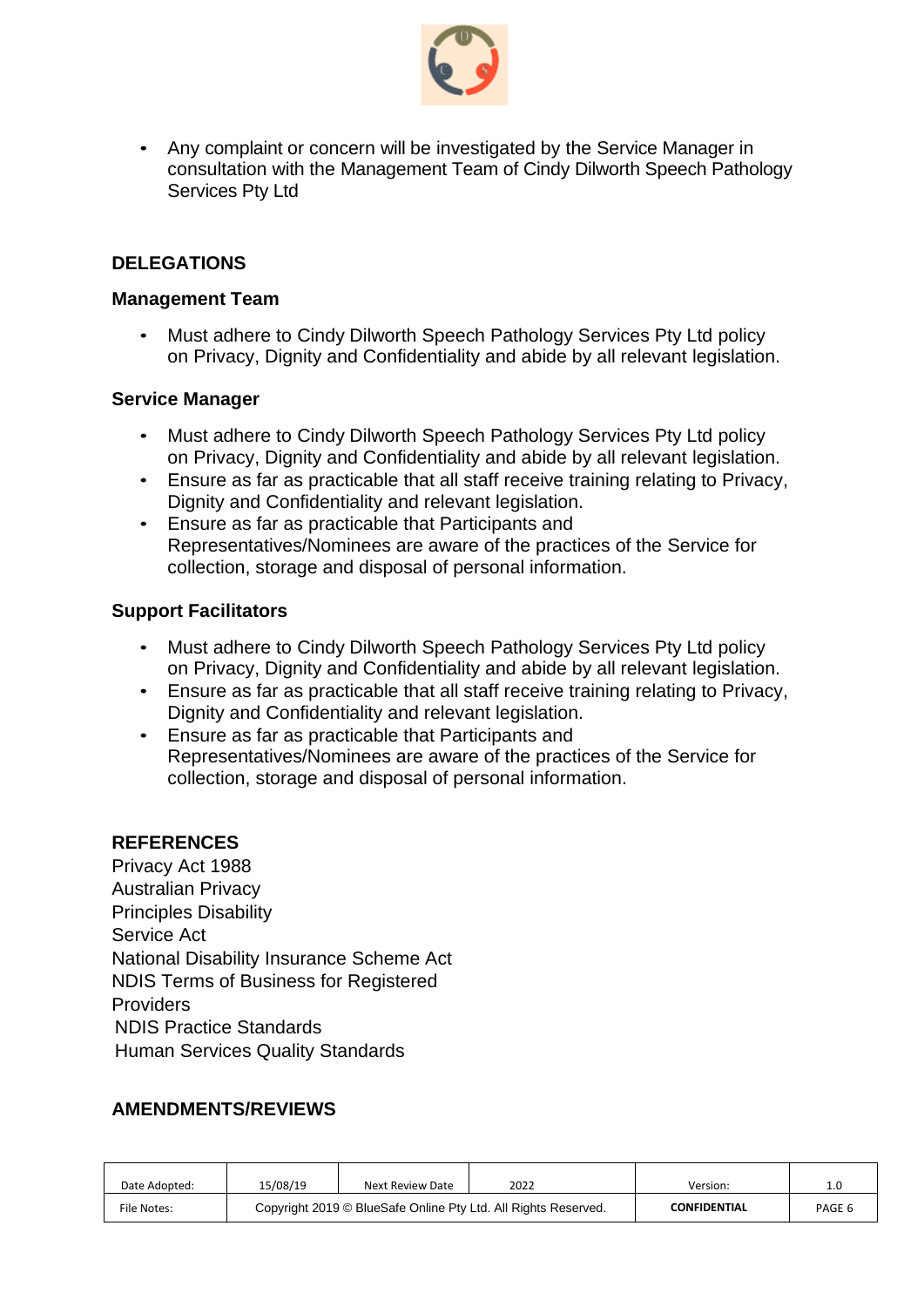- Any complaint or concern will be investigated by the Service Manager in consultation with the Management Team of Cindy Dilworth Speech Pathology Services Pty Ltd

## DELEGATIONS

### Management Team

- Must adhere to Cindy Dilworth Speech Pathology Services Pty Ltd policy on Privacy, Dignity and Confidentiality and abide by all relevant legislation.

### Service Manager

- Must adhere to Cindy Dilworth Speech Pathology Services Pty Ltd policy on Privacy, Dignity and Confidentiality and abide by all relevant legislation.
- Ensure as far as practicable that all staff receive training relating to Privacy, Dignity and Confidentiality and relevant legislation.
- Ensure as far as practicable that Participants and Representatives/Nominees are aware of the practices of the Service for collection, storage and disposal of personal information.

### Support Facilitators

- Must adhere to Cindy Dilworth Speech Pathology Services Pty Ltd policy on Privacy, Dignity and Confidentiality and abide by all relevant legislation.
- Ensure as far as practicable that all staff receive training relating to Privacy, Dignity and Confidentiality and relevant legislation.
- Ensure as far as practicable that Participants and Representatives/Nominees are aware of the practices of the Service for collection, storage and disposal of personal information.

## REFERENCES

Privacy Act 1988
Australian Privacy
Principles Disability
Service Act
National Disability Insurance Scheme Act
NDIS Terms of Business for Registered
Providers
NDIS Practice Standards
Human Services Quality Standards

## AMENDMENTS/REVIEWS

| | | | | | |
|---|---|---|---|---|---|
| Date Adopted: | 15/08/19 | Next Review Date | 2022 | Version: | 1.0 |
| File Notes: | Copyright 2019 © BlueSafe Online Pty Ltd. All Rights Reserved. | | | **CONFIDENTIAL** | |